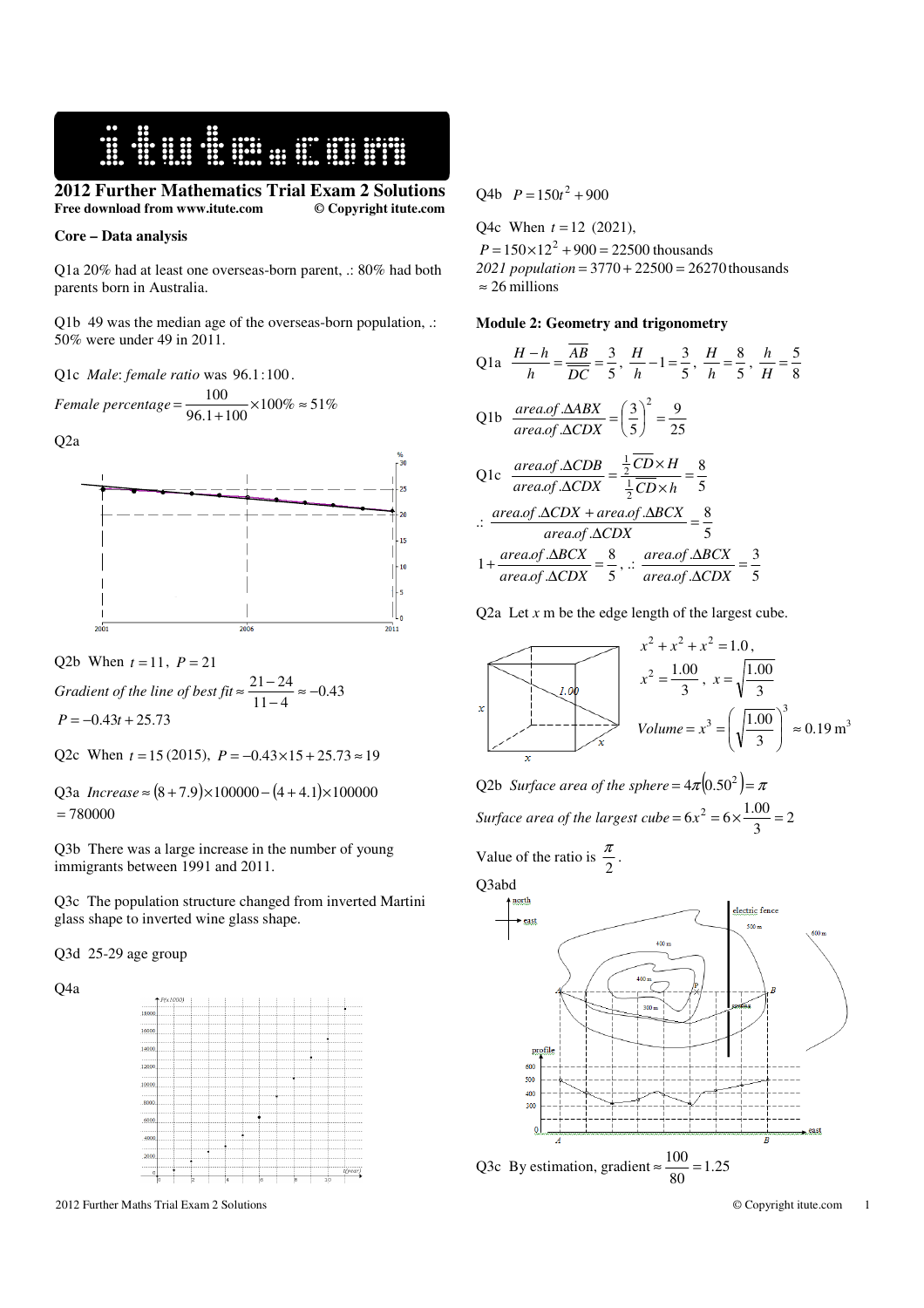# 2012 Further Mathematics Trial Exam 2 Solutions

**Free download from www.itute.com** **© Copyright itute.com**

## Core – Data analysis

Q1a 20% had at least one overseas-born parent, .: 80% had both parents born in Australia.

Q1b 49 was the median age of the overseas-born population, .: 50% were under 49 in 2011.

Q1c *Male*: *female ratio* was $96.1:100$.

$$\textit{Female percentage} = \frac{100}{96.1+100}\times 100\% \approx 51\%$$

Q2a

%
30
25
20
15
10
5
0
2001
2006
2011

Q2b When $t = 11$, $P = 21$

$$\textit{Gradient of the line of best fit} \approx \frac{21-24}{11-4} \approx -0.43$$

$$P = -0.43t + 25.73$$

Q2c When $t = 15\,(2015)$, $P = -0.43\times 15 + 25.73 \approx 19$

Q3a $\textit{Increase} \approx (8+7.9)\times 100000 - (4+4.1)\times 100000$
$= 780000$

Q3b There was a large increase in the number of young immigrants between 1991 and 2011.

Q3c The population structure changed from inverted Martini glass shape to inverted wine glass shape.

Q3d 25-29 age group

Q4a

P(x1000)
18000
16000
14000
12000
10000
8000
6000
4000
2000
0
2
4
6
8
10
t(year)

Q4b $P = 150t^2 + 900$

Q4c When $t = 12$ (2021),

$P = 150\times 12^2 + 900 = 22500$ thousands

*2021 population* $= 3770 + 22500 = 26270$ thousands
$\approx 26$ millions

## Module 2: Geometry and trigonometry

Q1a $\dfrac{H-h}{h} = \dfrac{\overline{AB}}{\overline{DC}} = \dfrac{3}{5}$, $\dfrac{H}{h} - 1 = \dfrac{3}{5}$, $\dfrac{H}{h} = \dfrac{8}{5}$, $\dfrac{h}{H} = \dfrac{5}{8}$

Q1b $\dfrac{\textit{area.of }\Delta ABX}{\textit{area.of }\Delta CDX} = \left(\dfrac{3}{5}\right)^2 = \dfrac{9}{25}$

Q1c $\dfrac{\textit{area.of }\Delta CDB}{\textit{area.of }\Delta CDX} = \dfrac{\frac{1}{2}\overline{CD}\times H}{\frac{1}{2}\overline{CD}\times h} = \dfrac{8}{5}$

.: $\dfrac{\textit{area.of }\Delta CDX + \textit{area.of }\Delta BCX}{\textit{area.of }\Delta CDX} = \dfrac{8}{5}$

$1 + \dfrac{\textit{area.of }\Delta BCX}{\textit{area.of }\Delta CDX} = \dfrac{8}{5}$, .: $\dfrac{\textit{area.of }\Delta BCX}{\textit{area.of }\Delta CDX} = \dfrac{3}{5}$

Q2a Let $x$ m be the edge length of the largest cube.

1.00
x
x

$x^2 + x^2 + x^2 = 1.0$,

$x^2 = \dfrac{1.00}{3}$, $x = \sqrt{\dfrac{1.00}{3}}$

$\textit{Volume} = x^3 = \left(\sqrt{\dfrac{1.00}{3}}\right)^3 \approx 0.19\text{ m}^3$

Q2b $\textit{Surface area of the sphere} = 4\pi(0.50^2) = \pi$

$\textit{Surface area of the largest cube} = 6x^2 = 6\times\dfrac{1.00}{3} = 2$

Value of the ratio is $\dfrac{\pi}{2}$.

Q3abd

north
east
electric fence
500 m
600 m
400 m
400 m
300 m
A
P
B
spring
profile
600
500
400
300
0
A
B
east

Q3c By estimation, gradient $\approx \dfrac{100}{80} = 1.25$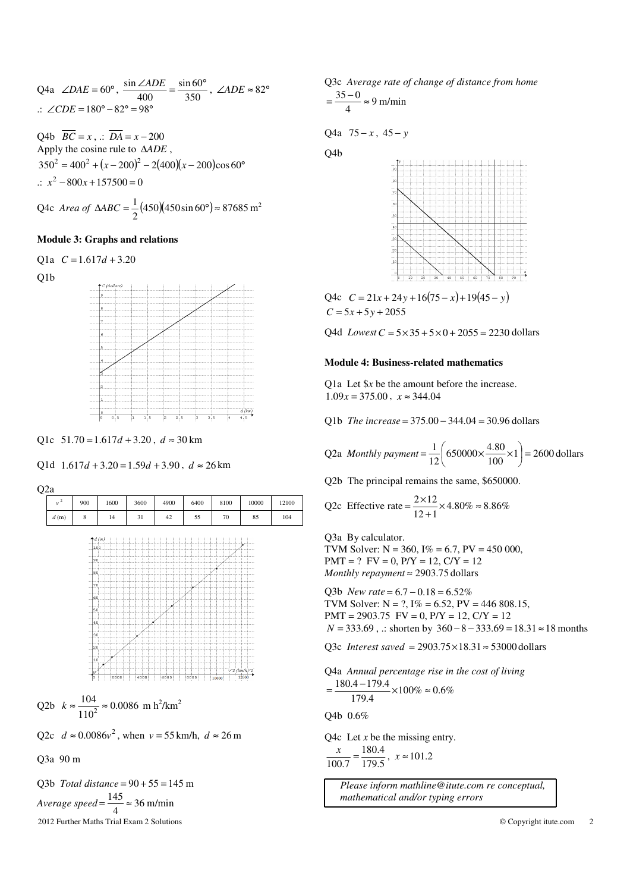Q4a $\angle DAE = 60°$, $\frac{\sin \angle ADE}{400} = \frac{\sin 60°}{350}$, $\angle ADE \approx 82°$

.: $\angle CDE = 180° - 82° = 98°$

Q4b $\overline{BC} = x$, .: $\overline{DA} = x - 200$

Apply the cosine rule to $\Delta ADE$,

$350^2 = 400^2 + (x-200)^2 - 2(400)(x-200)\cos 60°$

.: $x^2 - 800x + 157500 = 0$

Q4c *Area of* $\Delta ABC = \frac{1}{2}(450)(450\sin 60°) \approx 87685 \text{ m}^2$

### Module 3: Graphs and relations

Q1a $C = 1.617d + 3.20$

Q1b

C (dollars)

9
8
7
6
5
4
3
2
1
0

0 0.5 1 1.5 2 2.5 3 3.5 4 4.5

d (km)

Q1c $51.70 = 1.617d + 3.20$, $d \approx 30$ km

Q1d $1.617d + 3.20 = 1.59d + 3.90$, $d \approx 26$ km

Q2a

| $v^2$ | 900 | 1600 | 3600 | 4900 | 6400 | 8100 | 10000 | 12100 |
|---|---|---|---|---|---|---|---|---|
| $d$ (m) | 8 | 14 | 31 | 42 | 55 | 70 | 85 | 104 |

d (m)

100
90
80
70
60
50
40
30
20
10
0

2000 4000 6000 8000 10000 12000

v^2 (km/h)^2

Q2b $k \approx \frac{104}{110^2} \approx 0.0086$ m h$^2$/km$^2$

Q2c $d \approx 0.0086v^2$, when $v = 55$ km/h, $d \approx 26$ m

Q3a 90 m

Q3b *Total distance* $= 90 + 55 = 145$ m

*Average speed* $= \frac{145}{4} \approx 36$ m/min

Q3c *Average rate of change of distance from home*

$= \frac{35-0}{4} \approx 9$ m/min

Q4a $75 - x$, $45 - y$

Q4b

y

90
80
70
60
50
40
30
20
10
0

0 10 20 30 40 50 60 70 80 90

x

Q4c $C = 21x + 24y + 16(75 - x) + 19(45 - y)$

$C = 5x + 5y + 2055$

Q4d *Lowest* $C = 5 \times 35 + 5 \times 0 + 2055 = 2230$ dollars

### Module 4: Business-related mathematics

Q1a Let \$$x$ be the amount before the increase.

$1.09x = 375.00$, $x \approx 344.04$

Q1b *The increase* $= 375.00 - 344.04 = 30.96$ dollars

Q2a *Monthly payment* $= \frac{1}{12}\left(650000 \times \frac{4.80}{100} \times 1\right) = 2600$ dollars

Q2b The principal remains the same, \$650000.

Q2c Effective rate $= \frac{2 \times 12}{12+1} \times 4.80\% \approx 8.86\%$

Q3a By calculator.

TVM Solver: N = 360, I% = 6.7, PV = 450 000,

PMT = ? FV = 0, P/Y = 12, C/Y = 12

*Monthly repayment* $\approx 2903.75$ dollars

Q3b *New rate* $= 6.7 - 0.18 = 6.52\%$

TVM Solver: N = ?, I% = 6.52, PV = 446 808.15,

PMT = 2903.75 FV = 0, P/Y = 12, C/Y = 12

$N = 333.69$, .: shorten by $360 - 8 - 333.69 = 18.31 \approx 18$ months

Q3c *Interest saved* $= 2903.75 \times 18.31 \approx 53000$ dollars

Q4a *Annual percentage rise in the cost of living*

$= \frac{180.4 - 179.4}{179.4} \times 100\% \approx 0.6\%$

Q4b 0.6%

Q4c Let $x$ be the missing entry.

$\frac{x}{100.7} = \frac{180.4}{179.5}$, $x \approx 101.2$

*Please inform mathline@itute.com re conceptual, mathematical and/or typing errors*